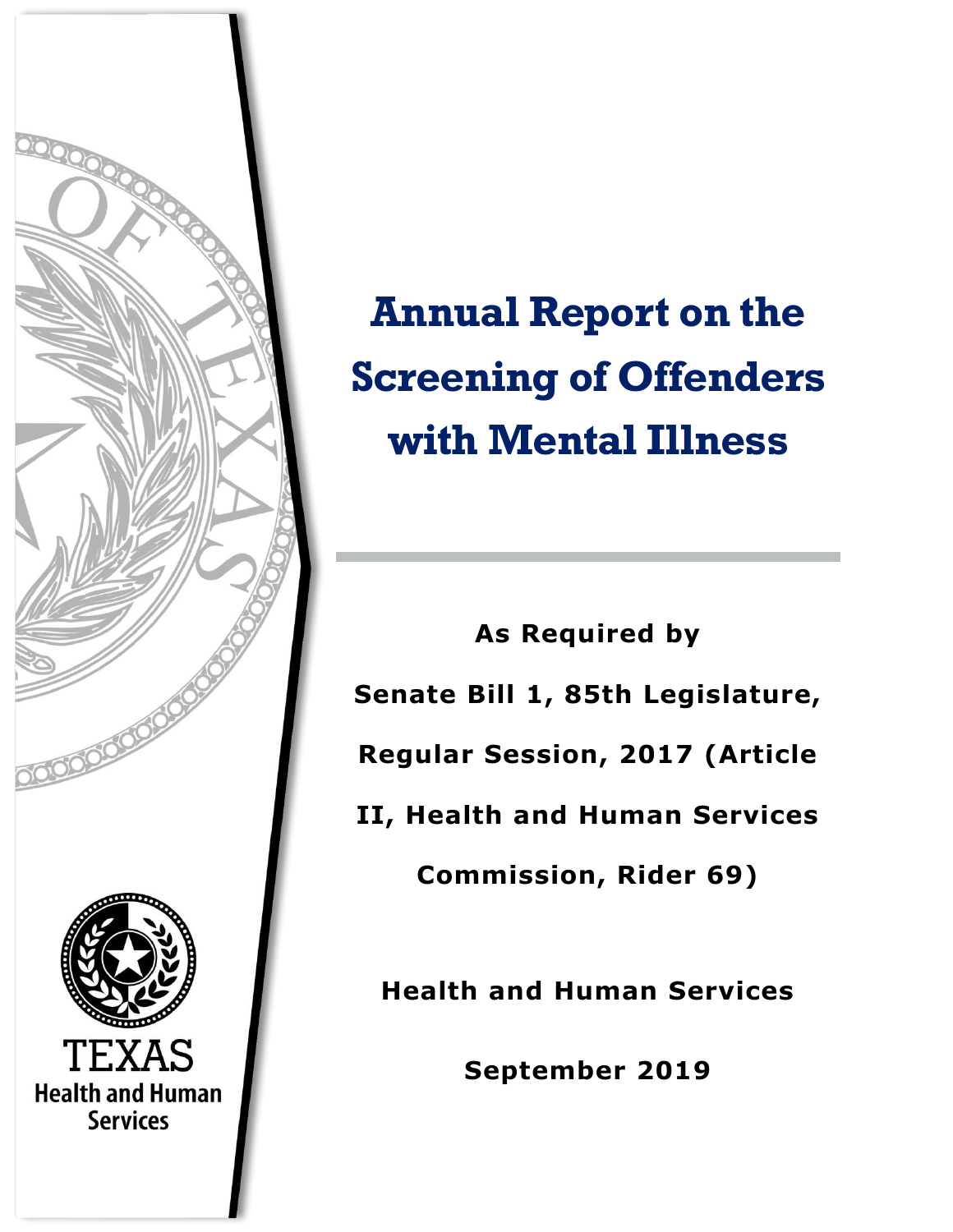# Annual Report on the Screening of Offenders with Mental Illness

**As Required by**

**Senate Bill 1, 85th Legislature, Regular Session, 2017 (Article II, Health and Human Services Commission, Rider 69)**

**Health and Human Services**

**September 2019**

TEXAS Health and Human Services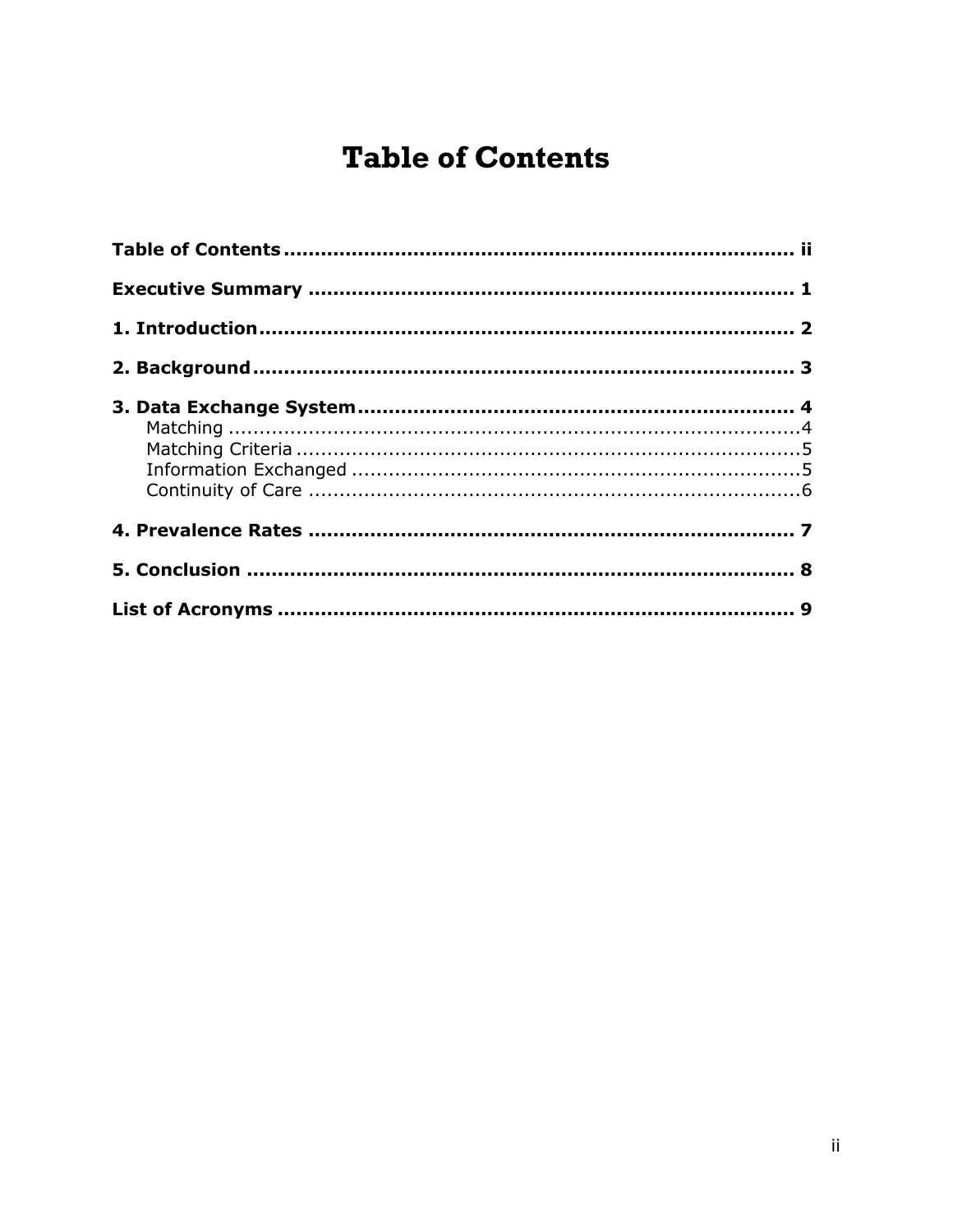# Table of Contents

**Table of Contents** .................................................. ii

**Executive Summary** .................................................. 1

**1. Introduction** .................................................. 2

**2. Background** .................................................. 3

**3. Data Exchange System** .................................................. 4

- Matching .................................................. 4
- Matching Criteria .................................................. 5
- Information Exchanged .................................................. 5
- Continuity of Care .................................................. 6

**4. Prevalence Rates** .................................................. 7

**5. Conclusion** .................................................. 8

**List of Acronyms** .................................................. 9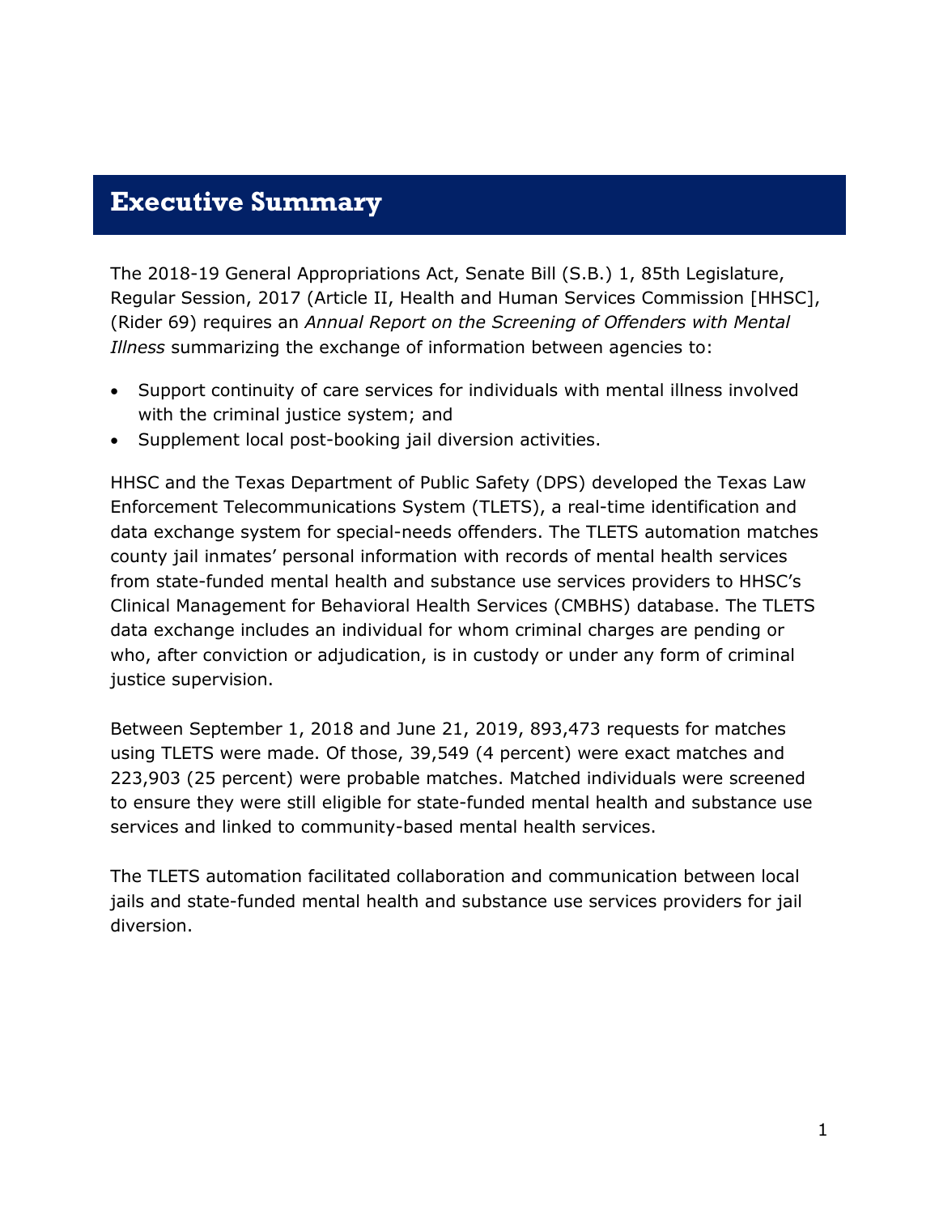# Executive Summary

The 2018-19 General Appropriations Act, Senate Bill (S.B.) 1, 85th Legislature, Regular Session, 2017 (Article II, Health and Human Services Commission [HHSC], (Rider 69) requires an *Annual Report on the Screening of Offenders with Mental Illness* summarizing the exchange of information between agencies to:

- Support continuity of care services for individuals with mental illness involved with the criminal justice system; and
- Supplement local post-booking jail diversion activities.

HHSC and the Texas Department of Public Safety (DPS) developed the Texas Law Enforcement Telecommunications System (TLETS), a real-time identification and data exchange system for special-needs offenders. The TLETS automation matches county jail inmates' personal information with records of mental health services from state-funded mental health and substance use services providers to HHSC's Clinical Management for Behavioral Health Services (CMBHS) database. The TLETS data exchange includes an individual for whom criminal charges are pending or who, after conviction or adjudication, is in custody or under any form of criminal justice supervision.

Between September 1, 2018 and June 21, 2019, 893,473 requests for matches using TLETS were made. Of those, 39,549 (4 percent) were exact matches and 223,903 (25 percent) were probable matches. Matched individuals were screened to ensure they were still eligible for state-funded mental health and substance use services and linked to community-based mental health services.

The TLETS automation facilitated collaboration and communication between local jails and state-funded mental health and substance use services providers for jail diversion.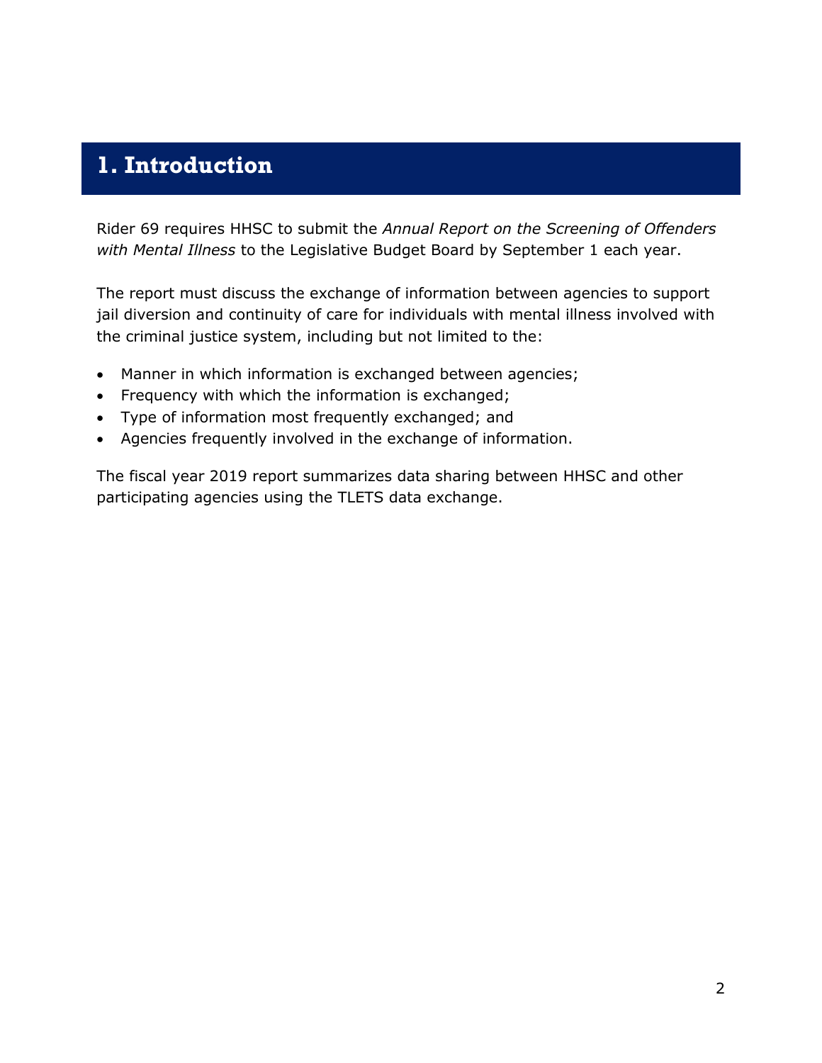# 1. Introduction

Rider 69 requires HHSC to submit the *Annual Report on the Screening of Offenders with Mental Illness* to the Legislative Budget Board by September 1 each year.

The report must discuss the exchange of information between agencies to support jail diversion and continuity of care for individuals with mental illness involved with the criminal justice system, including but not limited to the:

- Manner in which information is exchanged between agencies;
- Frequency with which the information is exchanged;
- Type of information most frequently exchanged; and
- Agencies frequently involved in the exchange of information.

The fiscal year 2019 report summarizes data sharing between HHSC and other participating agencies using the TLETS data exchange.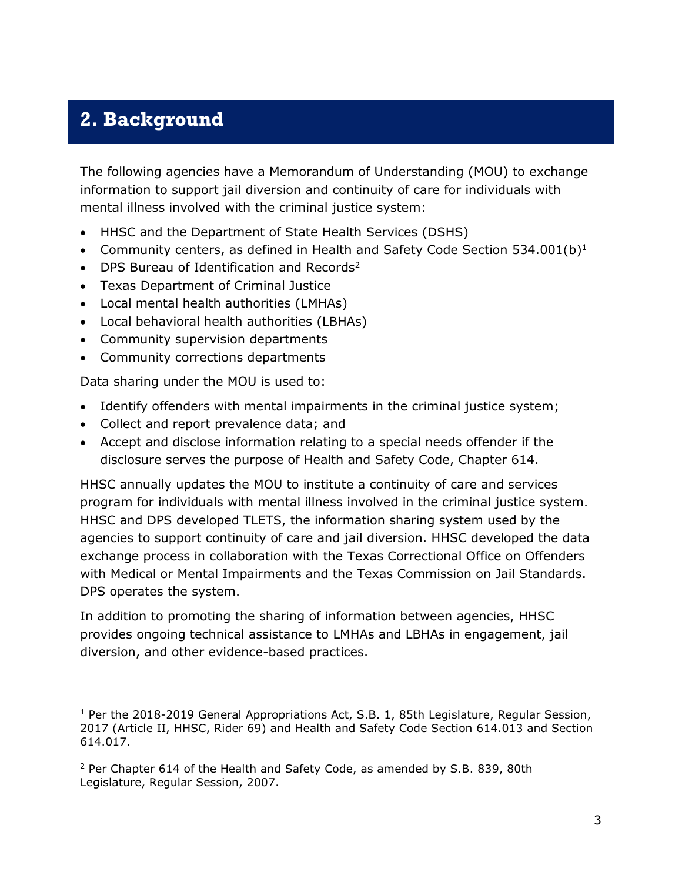## 2. Background

The following agencies have a Memorandum of Understanding (MOU) to exchange information to support jail diversion and continuity of care for individuals with mental illness involved with the criminal justice system:

- HHSC and the Department of State Health Services (DSHS)
- Community centers, as defined in Health and Safety Code Section 534.001(b)[1]
- DPS Bureau of Identification and Records[2]
- Texas Department of Criminal Justice
- Local mental health authorities (LMHAs)
- Local behavioral health authorities (LBHAs)
- Community supervision departments
- Community corrections departments

Data sharing under the MOU is used to:

- Identify offenders with mental impairments in the criminal justice system;
- Collect and report prevalence data; and
- Accept and disclose information relating to a special needs offender if the disclosure serves the purpose of Health and Safety Code, Chapter 614.

HHSC annually updates the MOU to institute a continuity of care and services program for individuals with mental illness involved in the criminal justice system. HHSC and DPS developed TLETS, the information sharing system used by the agencies to support continuity of care and jail diversion. HHSC developed the data exchange process in collaboration with the Texas Correctional Office on Offenders with Medical or Mental Impairments and the Texas Commission on Jail Standards. DPS operates the system.

In addition to promoting the sharing of information between agencies, HHSC provides ongoing technical assistance to LMHAs and LBHAs in engagement, jail diversion, and other evidence-based practices.

---

[1] Per the 2018-2019 General Appropriations Act, S.B. 1, 85th Legislature, Regular Session, 2017 (Article II, HHSC, Rider 69) and Health and Safety Code Section 614.013 and Section 614.017.

[2] Per Chapter 614 of the Health and Safety Code, as amended by S.B. 839, 80th Legislature, Regular Session, 2007.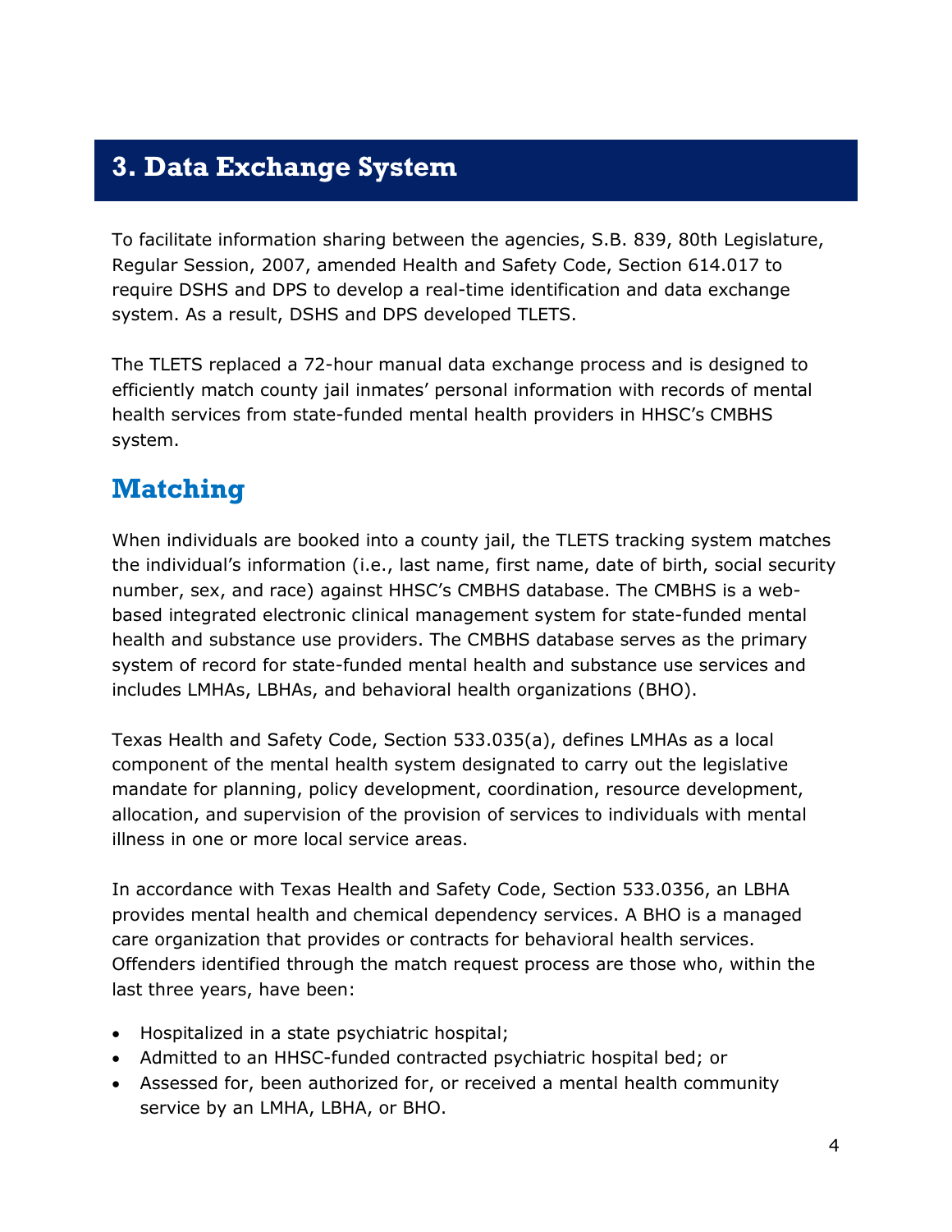## 3. Data Exchange System

To facilitate information sharing between the agencies, S.B. 839, 80th Legislature, Regular Session, 2007, amended Health and Safety Code, Section 614.017 to require DSHS and DPS to develop a real-time identification and data exchange system. As a result, DSHS and DPS developed TLETS.

The TLETS replaced a 72-hour manual data exchange process and is designed to efficiently match county jail inmates' personal information with records of mental health services from state-funded mental health providers in HHSC's CMBHS system.

### Matching

When individuals are booked into a county jail, the TLETS tracking system matches the individual's information (i.e., last name, first name, date of birth, social security number, sex, and race) against HHSC's CMBHS database. The CMBHS is a web-based integrated electronic clinical management system for state-funded mental health and substance use providers. The CMBHS database serves as the primary system of record for state-funded mental health and substance use services and includes LMHAs, LBHAs, and behavioral health organizations (BHO).

Texas Health and Safety Code, Section 533.035(a), defines LMHAs as a local component of the mental health system designated to carry out the legislative mandate for planning, policy development, coordination, resource development, allocation, and supervision of the provision of services to individuals with mental illness in one or more local service areas.

In accordance with Texas Health and Safety Code, Section 533.0356, an LBHA provides mental health and chemical dependency services. A BHO is a managed care organization that provides or contracts for behavioral health services. Offenders identified through the match request process are those who, within the last three years, have been:

- Hospitalized in a state psychiatric hospital;
- Admitted to an HHSC-funded contracted psychiatric hospital bed; or
- Assessed for, been authorized for, or received a mental health community service by an LMHA, LBHA, or BHO.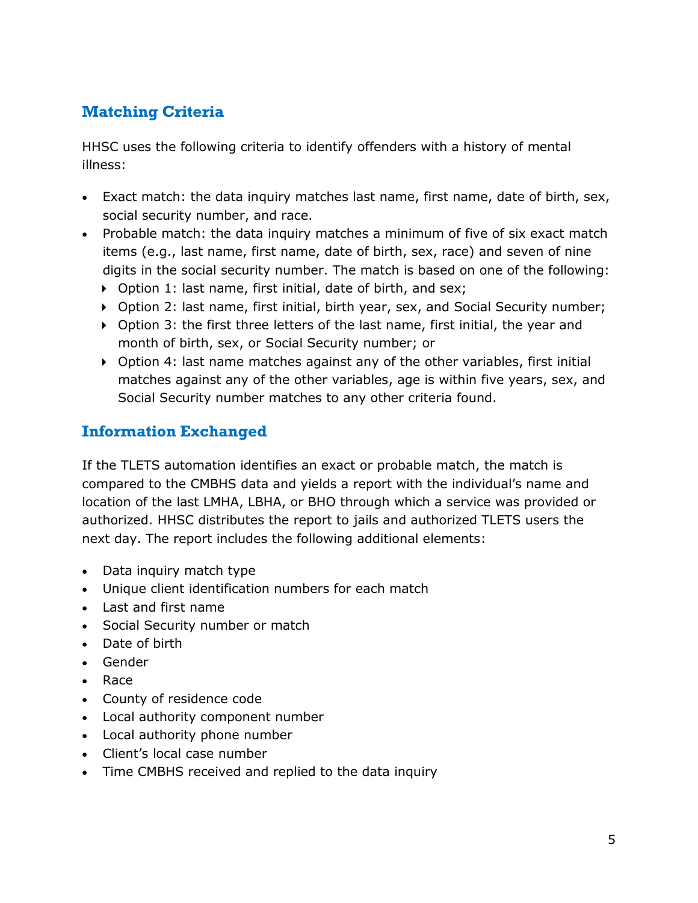## Matching Criteria

HHSC uses the following criteria to identify offenders with a history of mental illness:

- Exact match: the data inquiry matches last name, first name, date of birth, sex, social security number, and race.
- Probable match: the data inquiry matches a minimum of five of six exact match items (e.g., last name, first name, date of birth, sex, race) and seven of nine digits in the social security number. The match is based on one of the following:
  - Option 1: last name, first initial, date of birth, and sex;
  - Option 2: last name, first initial, birth year, sex, and Social Security number;
  - Option 3: the first three letters of the last name, first initial, the year and month of birth, sex, or Social Security number; or
  - Option 4: last name matches against any of the other variables, first initial matches against any of the other variables, age is within five years, sex, and Social Security number matches to any other criteria found.

## Information Exchanged

If the TLETS automation identifies an exact or probable match, the match is compared to the CMBHS data and yields a report with the individual's name and location of the last LMHA, LBHA, or BHO through which a service was provided or authorized. HHSC distributes the report to jails and authorized TLETS users the next day. The report includes the following additional elements:

- Data inquiry match type
- Unique client identification numbers for each match
- Last and first name
- Social Security number or match
- Date of birth
- Gender
- Race
- County of residence code
- Local authority component number
- Local authority phone number
- Client's local case number
- Time CMBHS received and replied to the data inquiry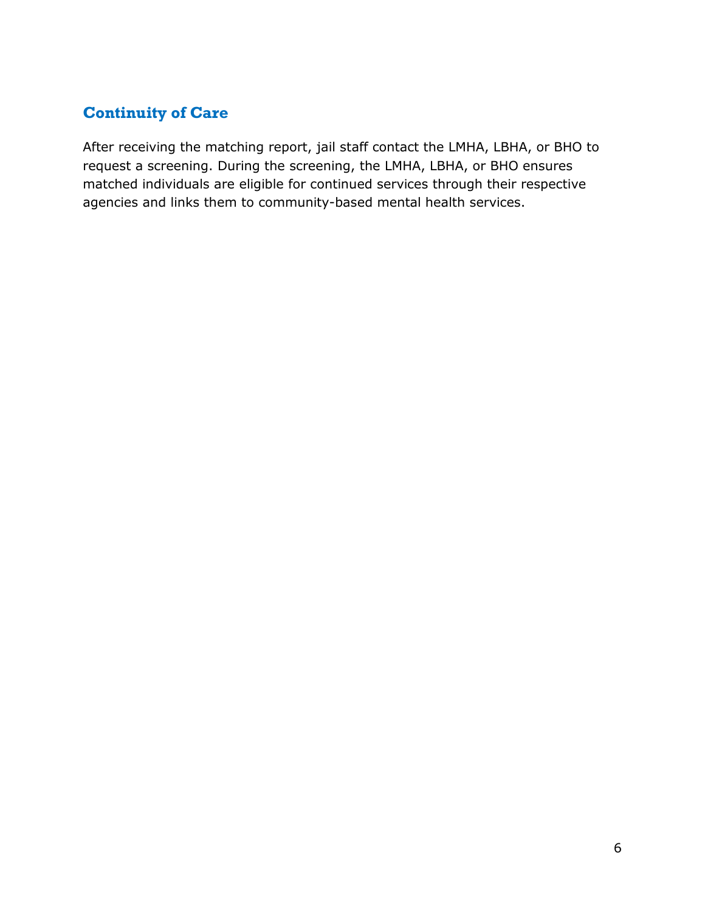## Continuity of Care

After receiving the matching report, jail staff contact the LMHA, LBHA, or BHO to request a screening. During the screening, the LMHA, LBHA, or BHO ensures matched individuals are eligible for continued services through their respective agencies and links them to community-based mental health services.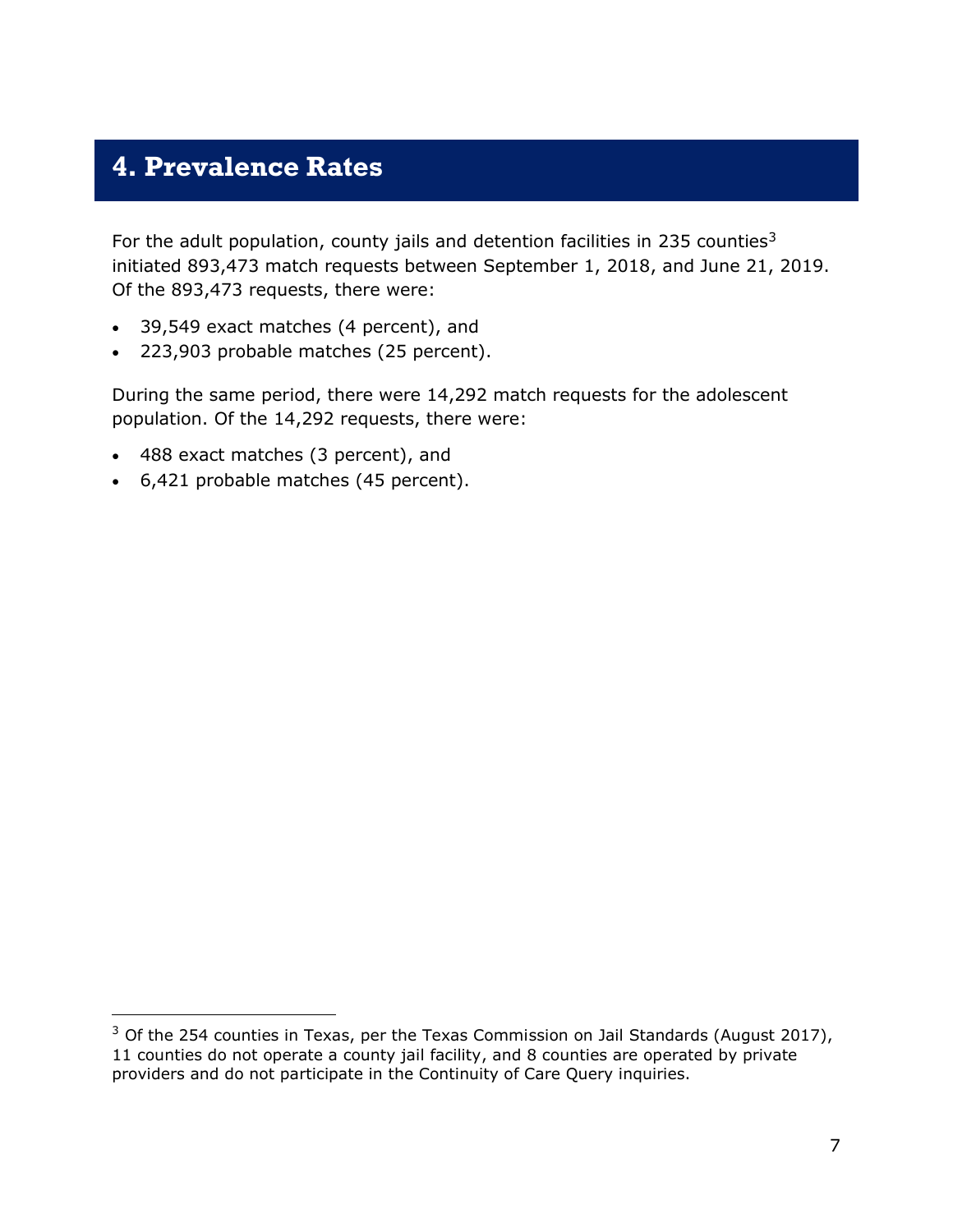# 4. Prevalence Rates

For the adult population, county jails and detention facilities in 235 counties[3] initiated 893,473 match requests between September 1, 2018, and June 21, 2019. Of the 893,473 requests, there were:

- 39,549 exact matches (4 percent), and
- 223,903 probable matches (25 percent).

During the same period, there were 14,292 match requests for the adolescent population. Of the 14,292 requests, there were:

- 488 exact matches (3 percent), and
- 6,421 probable matches (45 percent).

[3] Of the 254 counties in Texas, per the Texas Commission on Jail Standards (August 2017), 11 counties do not operate a county jail facility, and 8 counties are operated by private providers and do not participate in the Continuity of Care Query inquiries.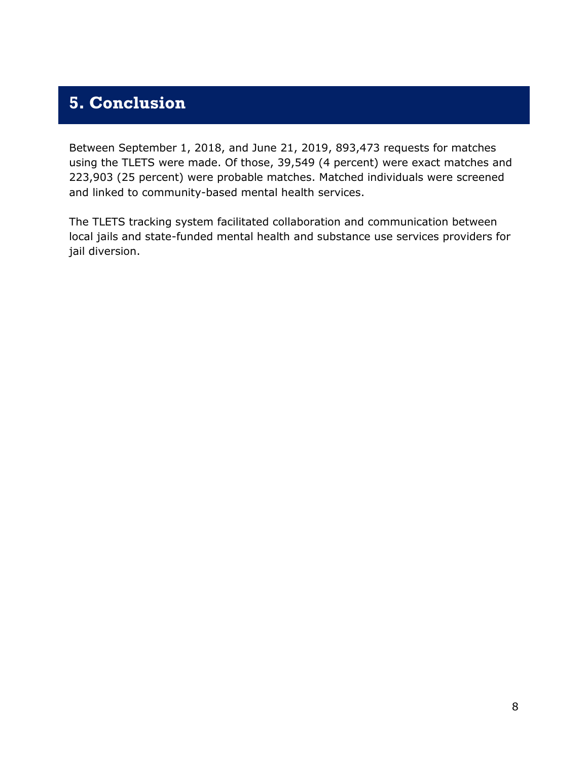# 5. Conclusion

Between September 1, 2018, and June 21, 2019, 893,473 requests for matches using the TLETS were made. Of those, 39,549 (4 percent) were exact matches and 223,903 (25 percent) were probable matches. Matched individuals were screened and linked to community-based mental health services.

The TLETS tracking system facilitated collaboration and communication between local jails and state-funded mental health and substance use services providers for jail diversion.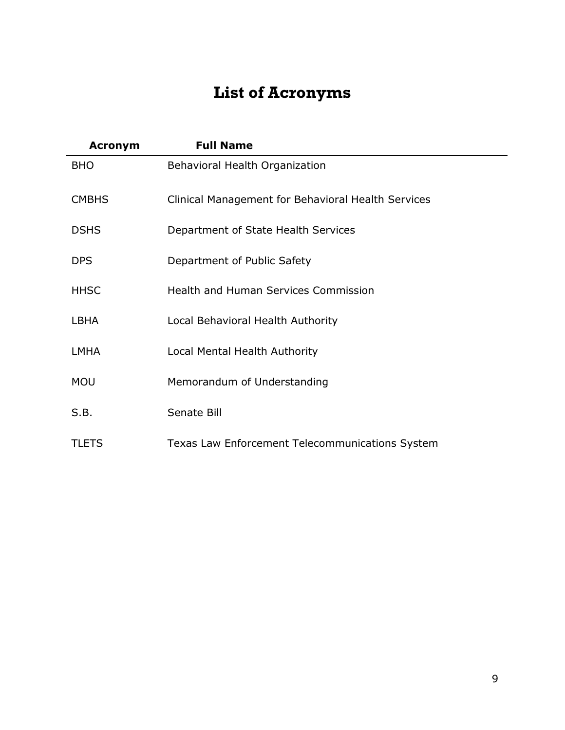# List of Acronyms

| Acronym | Full Name |
|---|---|
| BHO | Behavioral Health Organization |
| CMBHS | Clinical Management for Behavioral Health Services |
| DSHS | Department of State Health Services |
| DPS | Department of Public Safety |
| HHSC | Health and Human Services Commission |
| LBHA | Local Behavioral Health Authority |
| LMHA | Local Mental Health Authority |
| MOU | Memorandum of Understanding |
| S.B. | Senate Bill |
| TLETS | Texas Law Enforcement Telecommunications System |